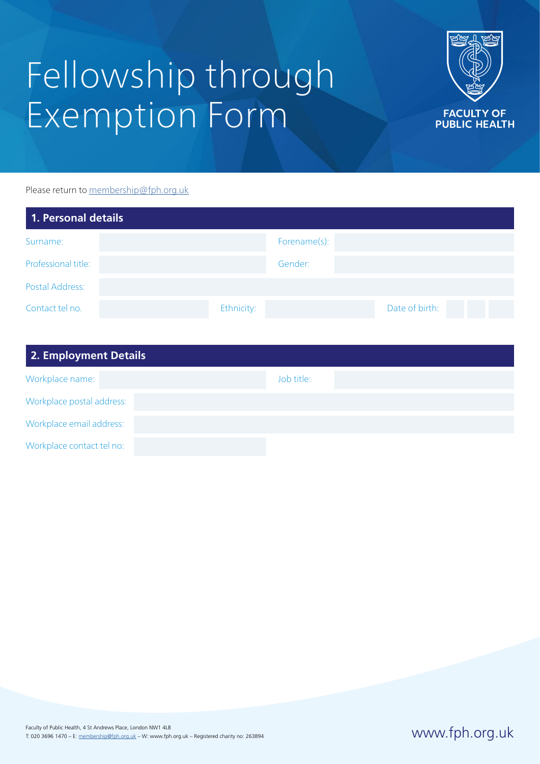# Fellowship through Exemption Form

FACULTY OF PUBLIC HEALTH

Please return to membership@fph.org.uk

## 1. Personal details

| | | | |
|---|---|---|---|
| Surname: | | Forename(s): | |
| Professional title: | | Gender: | |
| Postal Address: | | | |

| | | | | | |
|---|---|---|---|---|---|
| Contact tel no. | | Ethnicity: | | Date of birth: | |

## 2. Employment Details

| | | | |
|---|---|---|---|
| Workplace name: | | Job title: | |
| Workplace postal address: | | | |
| Workplace email address: | | | |
| Workplace contact tel no: | | | |

Faculty of Public Health, 4 St Andrews Place, London NW1 4LB
T: 020 3696 1470 – E: membership@fph.org.uk – W: www.fph.org.uk – Registered charity no: 263894

www.fph.org.uk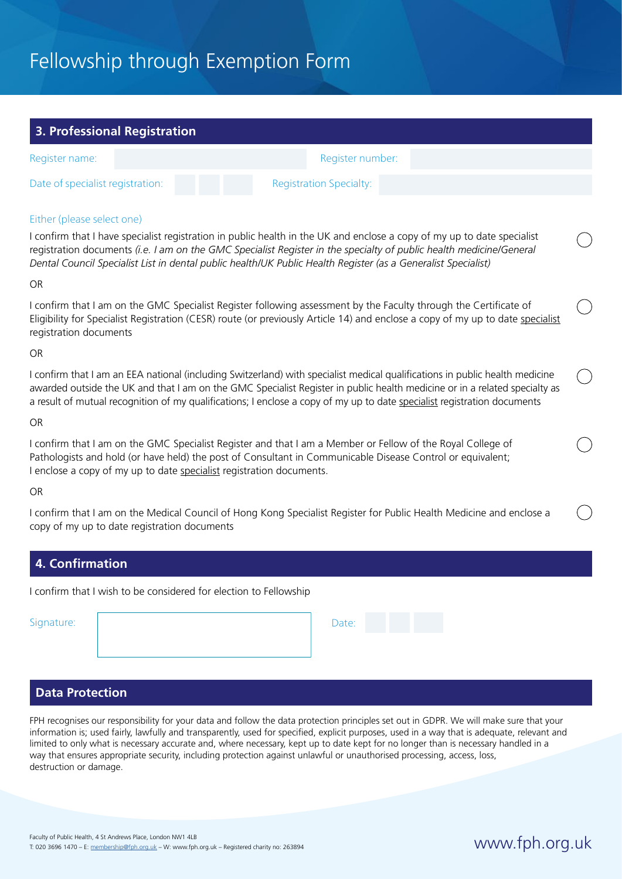# Fellowship through Exemption Form

## 3. Professional Registration

Register name: 

Register number: 

Date of specialist registration: 

Registration Specialty: 

Either (please select one)

I confirm that I have specialist registration in public health in the UK and enclose a copy of my up to date specialist registration documents *(i.e. I am on the GMC Specialist Register in the specialty of public health medicine/General Dental Council Specialist List in dental public health/UK Public Health Register (as a Generalist Specialist)* ◯

OR

I confirm that I am on the GMC Specialist Register following assessment by the Faculty through the Certificate of Eligibility for Specialist Registration (CESR) route (or previously Article 14) and enclose a copy of my up to date specialist registration documents ◯

OR

I confirm that I am an EEA national (including Switzerland) with specialist medical qualifications in public health medicine awarded outside the UK and that I am on the GMC Specialist Register in public health medicine or in a related specialty as a result of mutual recognition of my qualifications; I enclose a copy of my up to date specialist registration documents ◯

OR

I confirm that I am on the GMC Specialist Register and that I am a Member or Fellow of the Royal College of Pathologists and hold (or have held) the post of Consultant in Communicable Disease Control or equivalent; I enclose a copy of my up to date specialist registration documents. ◯

OR

I confirm that I am on the Medical Council of Hong Kong Specialist Register for Public Health Medicine and enclose a copy of my up to date registration documents ◯

## 4. Confirmation

I confirm that I wish to be considered for election to Fellowship

Signature: 

Date: 

## Data Protection

FPH recognises our responsibility for your data and follow the data protection principles set out in GDPR. We will make sure that your information is; used fairly, lawfully and transparently, used for specified, explicit purposes, used in a way that is adequate, relevant and limited to only what is necessary accurate and, where necessary, kept up to date kept for no longer than is necessary handled in a way that ensures appropriate security, including protection against unlawful or unauthorised processing, access, loss, destruction or damage.

Faculty of Public Health, 4 St Andrews Place, London NW1 4LB
T: 020 3696 1470 – E: membership@fph.org.uk – W: www.fph.org.uk – Registered charity no: 263894

www.fph.org.uk